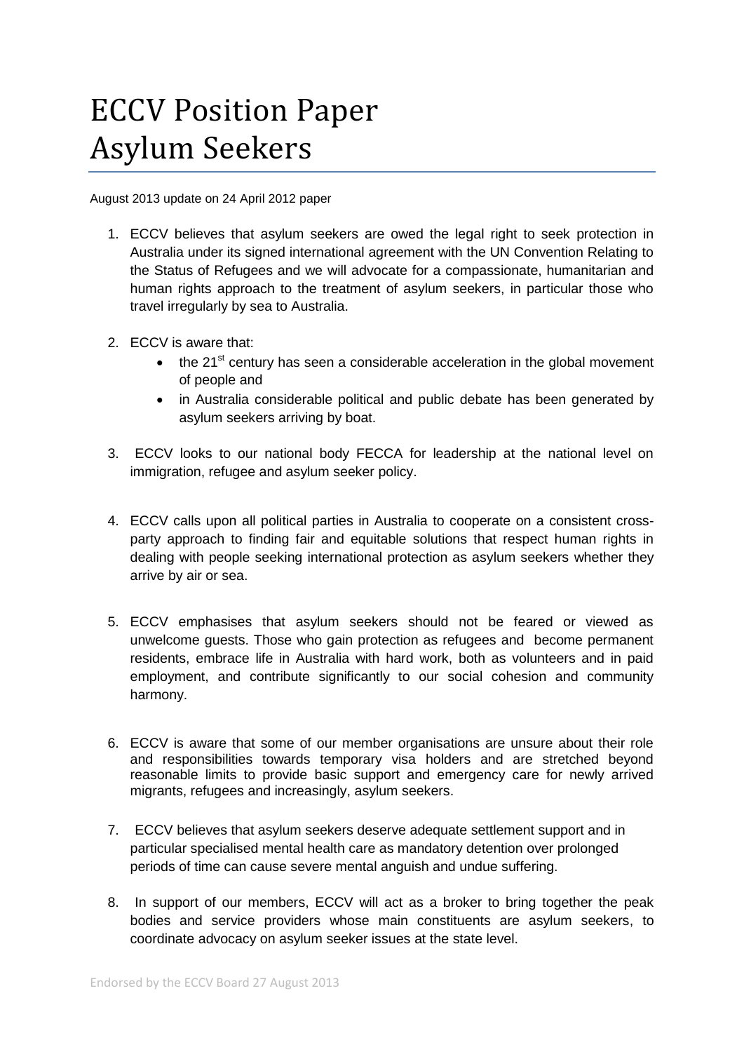# ECCV Position Paper
# Asylum Seekers

August 2013 update on 24 April 2012 paper

1. ECCV believes that asylum seekers are owed the legal right to seek protection in Australia under its signed international agreement with the UN Convention Relating to the Status of Refugees and we will advocate for a compassionate, humanitarian and human rights approach to the treatment of asylum seekers, in particular those who travel irregularly by sea to Australia.

2. ECCV is aware that:
   - the 21st century has seen a considerable acceleration in the global movement of people and
   - in Australia considerable political and public debate has been generated by asylum seekers arriving by boat.

3. ECCV looks to our national body FECCA for leadership at the national level on immigration, refugee and asylum seeker policy.

4. ECCV calls upon all political parties in Australia to cooperate on a consistent cross-party approach to finding fair and equitable solutions that respect human rights in dealing with people seeking international protection as asylum seekers whether they arrive by air or sea.

5. ECCV emphasises that asylum seekers should not be feared or viewed as unwelcome guests. Those who gain protection as refugees and become permanent residents, embrace life in Australia with hard work, both as volunteers and in paid employment, and contribute significantly to our social cohesion and community harmony.

6. ECCV is aware that some of our member organisations are unsure about their role and responsibilities towards temporary visa holders and are stretched beyond reasonable limits to provide basic support and emergency care for newly arrived migrants, refugees and increasingly, asylum seekers.

7. ECCV believes that asylum seekers deserve adequate settlement support and in particular specialised mental health care as mandatory detention over prolonged periods of time can cause severe mental anguish and undue suffering.

8. In support of our members, ECCV will act as a broker to bring together the peak bodies and service providers whose main constituents are asylum seekers, to coordinate advocacy on asylum seeker issues at the state level.

Endorsed by the ECCV Board 27 August 2013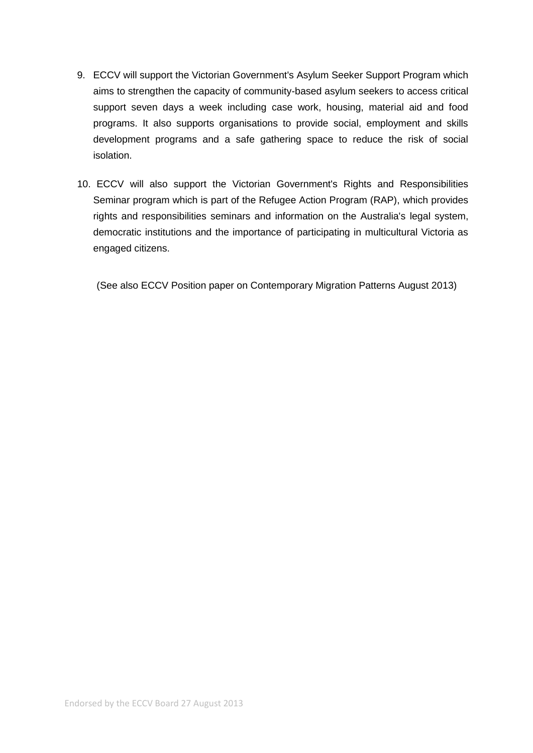9. ECCV will support the Victorian Government's Asylum Seeker Support Program which aims to strengthen the capacity of community-based asylum seekers to access critical support seven days a week including case work, housing, material aid and food programs. It also supports organisations to provide social, employment and skills development programs and a safe gathering space to reduce the risk of social isolation.

10. ECCV will also support the Victorian Government's Rights and Responsibilities Seminar program which is part of the Refugee Action Program (RAP), which provides rights and responsibilities seminars and information on the Australia's legal system, democratic institutions and the importance of participating in multicultural Victoria as engaged citizens.

(See also ECCV Position paper on Contemporary Migration Patterns August 2013)